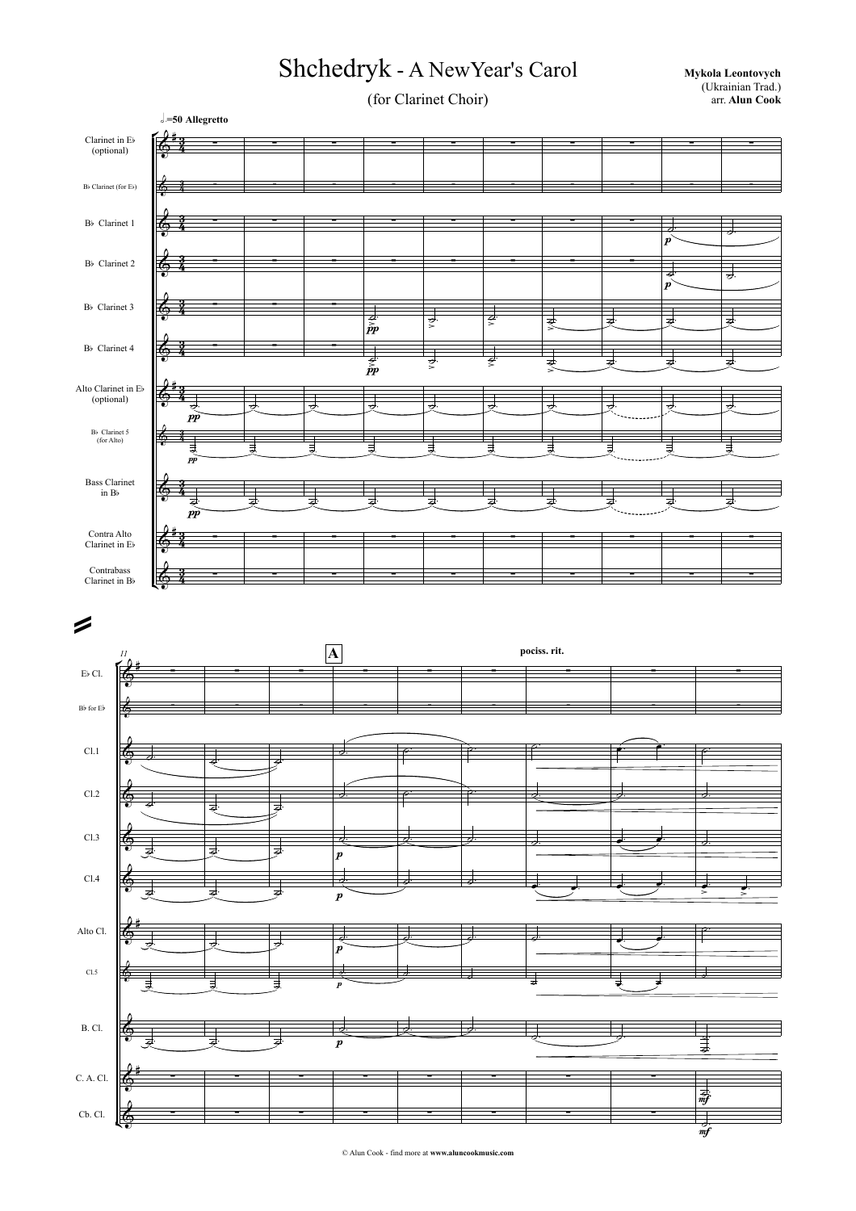# Shchedryk - A NewYear's Carol

(for Clarinet Choir)

**Mykola Leontovych**
(Ukrainian Trad.)
arr. **Alun Cook**

© Alun Cook - find more at **www.aluncookmusic.com**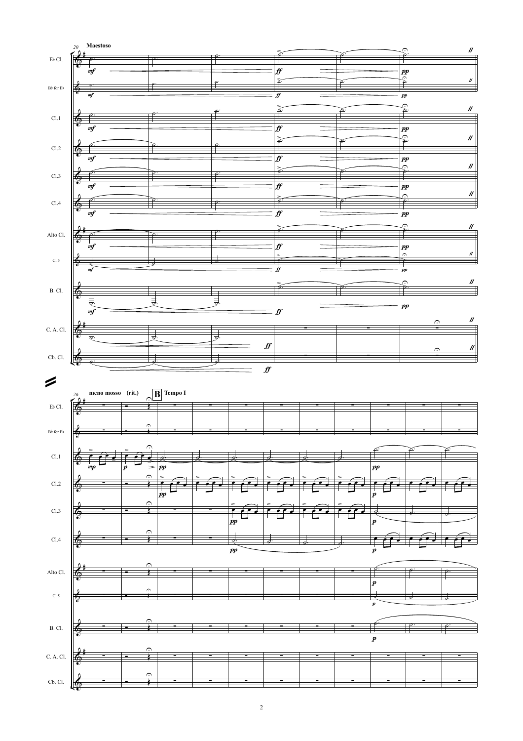20 **Maestoso**

E♭ Cl.
B♭ for E♭
Cl.1
Cl.2
Cl.3
Cl.4
Alto Cl.
Cl.5
B. Cl.
C. A. Cl.
Cb. Cl.

26 **meno mosso (rit.)** **B** **Tempo I**

E♭ Cl.
B♭ for E♭
Cl.1
Cl.2
Cl.3
Cl.4
Alto Cl.
Cl.5
B. Cl.
C. A. Cl.
Cb. Cl.